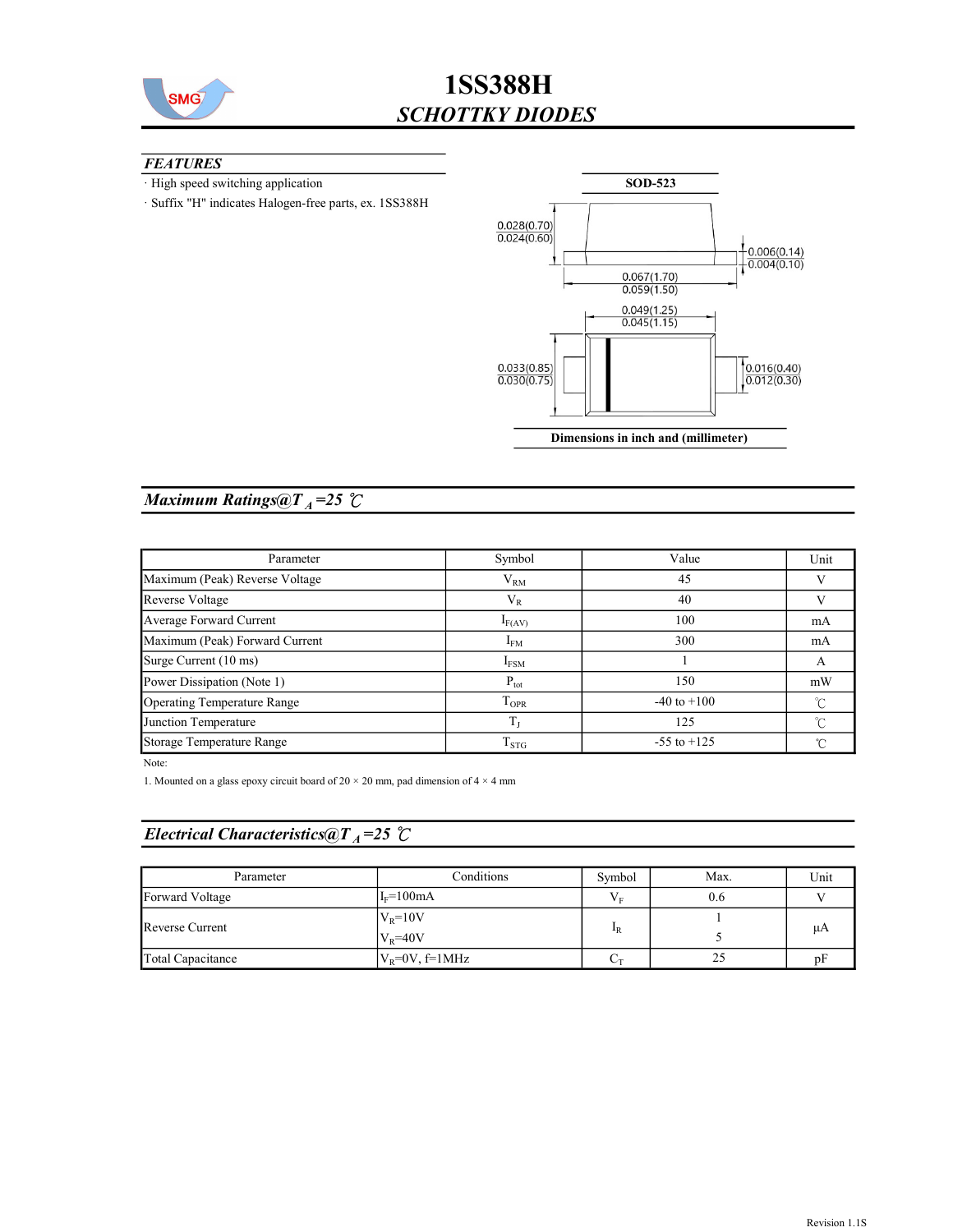# 1SS388H

## *SCHOTTKY DIODES*

### *FEATURES*

· High speed switching application

· Suffix "H" indicates Halogen-free parts, ex. 1SS388H

**SOD-523**

0.028(0.70)
0.024(0.60)

0.006(0.14)
0.004(0.10)

0.067(1.70)
0.059(1.50)

0.049(1.25)
0.045(1.15)

0.033(0.85)
0.030(0.75)

0.016(0.40)
0.012(0.30)

**Dimensions in inch and (millimeter)**

## *Maximum Ratings@$T_A$=25 ℃*

| Parameter | Symbol | Value | Unit |
|---|---|---|---|
| Maximum (Peak) Reverse Voltage | $V_{RM}$ | 45 | V |
| Reverse Voltage | $V_R$ | 40 | V |
| Average Forward Current | $I_{F(AV)}$ | 100 | mA |
| Maximum (Peak) Forward Current | $I_{FM}$ | 300 | mA |
| Surge Current (10 ms) | $I_{FSM}$ | 1 | A |
| Power Dissipation (Note 1) | $P_{tot}$ | 150 | mW |
| Operating Temperature Range | $T_{OPR}$ | -40 to +100 | ℃ |
| Junction Temperature | $T_J$ | 125 | ℃ |
| Storage Temperature Range | $T_{STG}$ | -55 to +125 | ℃ |

Note:

1. Mounted on a glass epoxy circuit board of 20 × 20 mm, pad dimension of 4 × 4 mm

## *Electrical Characteristics@$T_A$=25 ℃*

| Parameter | Conditions | Symbol | Max. | Unit |
|---|---|---|---|---|
| Forward Voltage | $I_F$=100mA | $V_F$ | 0.6 | V |
| Reverse Current | $V_R$=10V | $I_R$ | 1 | μA |
| | $V_R$=40V | | 5 | |
| Total Capacitance | $V_R$=0V, f=1MHz | $C_T$ | 25 | pF |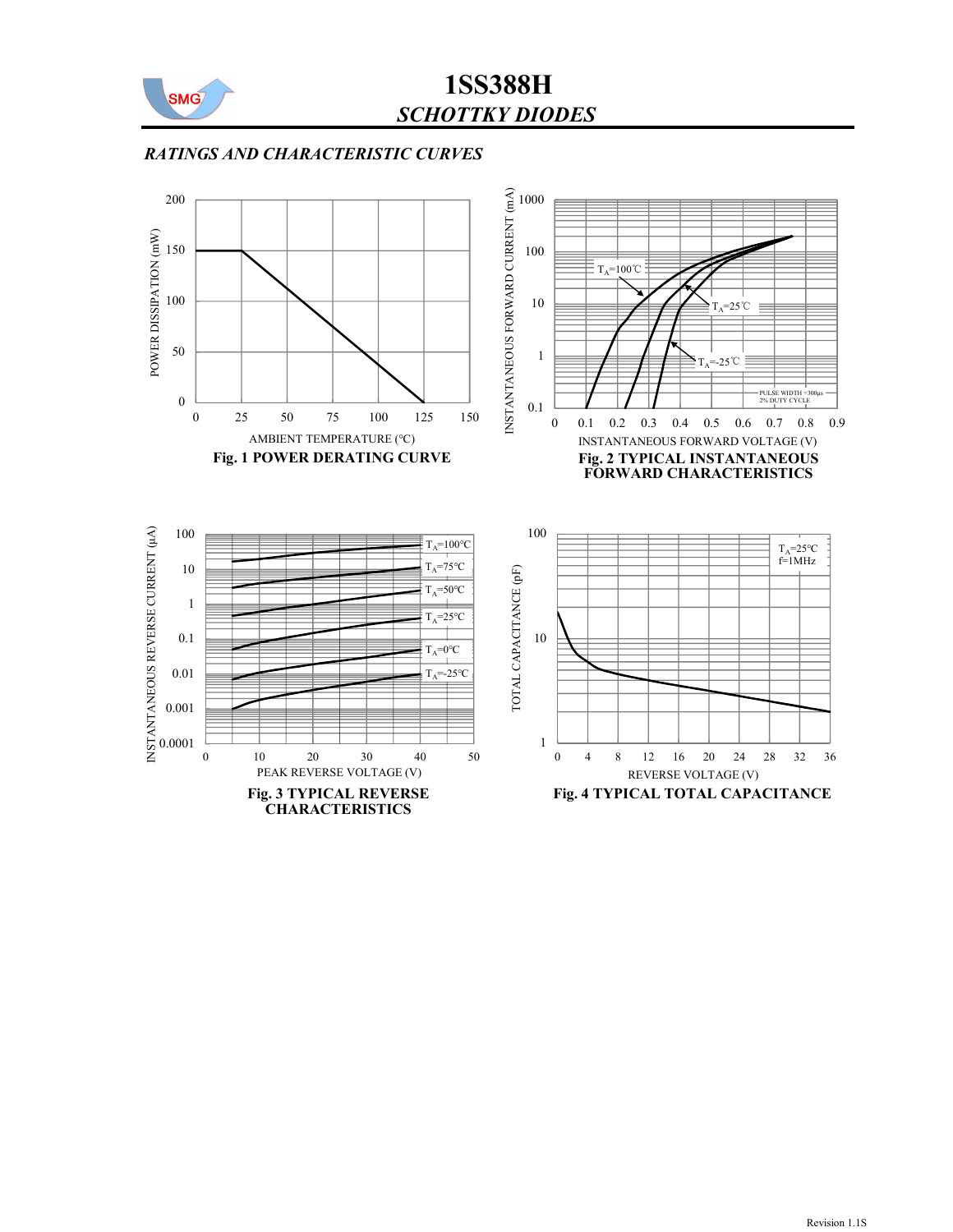# 1SS388H

## *SCHOTTKY DIODES*

### *RATINGS AND CHARACTERISTIC CURVES*

**Fig. 1 POWER DERATING CURVE**

**Fig. 2 TYPICAL INSTANTANEOUS FORWARD CHARACTERISTICS**

**Fig. 3 TYPICAL REVERSE CHARACTERISTICS**

**Fig. 4 TYPICAL TOTAL CAPACITANCE**

Revision 1.1S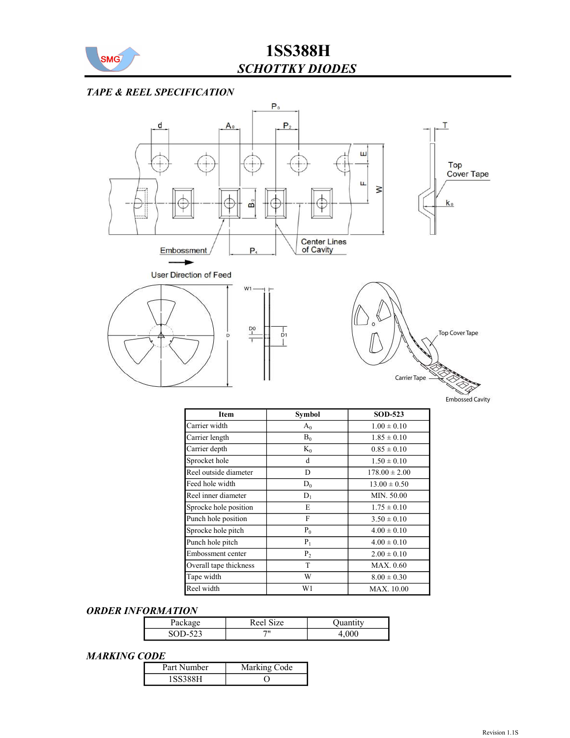# 1SS388H

## *SCHOTTKY DIODES*

### *TAPE & REEL SPECIFICATION*

| Item | Symbol | SOD-523 |
|---|---|---|
| Carrier width | $A_0$ | 1.00 ± 0.10 |
| Carrier length | $B_0$ | 1.85 ± 0.10 |
| Carrier depth | $K_0$ | 0.85 ± 0.10 |
| Sprocket hole | d | 1.50 ± 0.10 |
| Reel outside diameter | D | 178.00 ± 2.00 |
| Feed hole width | $D_0$ | 13.00 ± 0.50 |
| Reel inner diameter | $D_1$ | MIN. 50.00 |
| Sprocke hole position | E | 1.75 ± 0.10 |
| Punch hole position | F | 3.50 ± 0.10 |
| Sprocke hole pitch | $P_0$ | 4.00 ± 0.10 |
| Punch hole pitch | $P_1$ | 4.00 ± 0.10 |
| Embossment center | $P_2$ | 2.00 ± 0.10 |
| Overall tape thickness | T | MAX. 0.60 |
| Tape width | W | 8.00 ± 0.30 |
| Reel width | W1 | MAX. 10.00 |

### *ORDER INFORMATION*

| Package | Reel Size | Quantity |
|---|---|---|
| SOD-523 | 7" | 4,000 |

### *MARKING CODE*

| Part Number | Marking Code |
|---|---|
| 1SS388H | O |

Revision 1.1S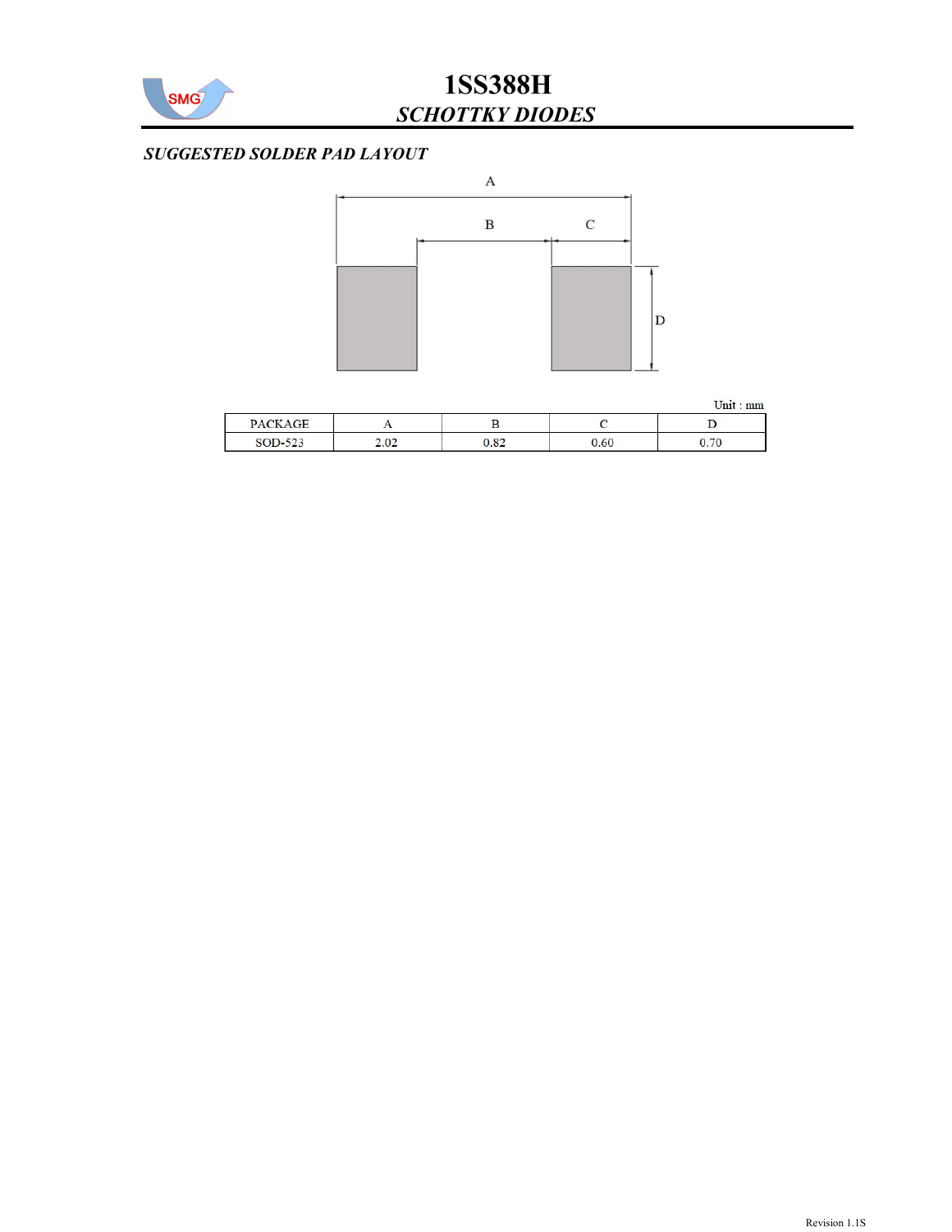# 1SS388H

## *SCHOTTKY DIODES*

### *SUGGESTED SOLDER PAD LAYOUT*

A

B

C

D

Unit : mm

| PACKAGE | A | B | C | D |
|---|---|---|---|---|
| SOD-523 | 2.02 | 0.82 | 0.60 | 0.70 |

Revision 1.1S